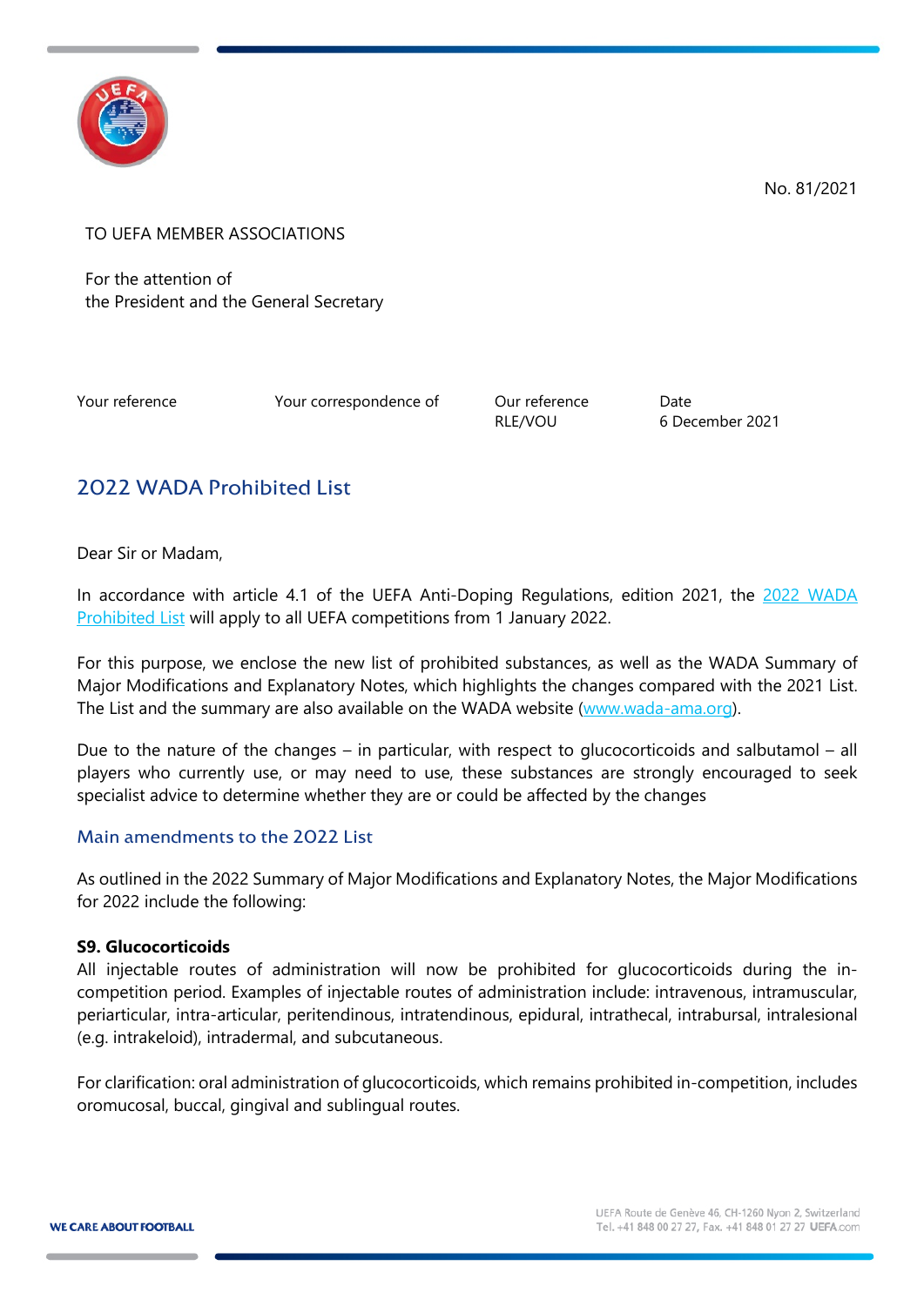No. 81/2021

TO UEFA MEMBER ASSOCIATIONS

For the attention of
the President and the General Secretary

| Your reference | Your correspondence of | Our reference | Date |
| --- | --- | --- | --- |
| | | RLE/VOU | 6 December 2021 |

## 2022 WADA Prohibited List

Dear Sir or Madam,

In accordance with article 4.1 of the UEFA Anti-Doping Regulations, edition 2021, the [2022 WADA Prohibited List](#) will apply to all UEFA competitions from 1 January 2022.

For this purpose, we enclose the new list of prohibited substances, as well as the WADA Summary of Major Modifications and Explanatory Notes, which highlights the changes compared with the 2021 List. The List and the summary are also available on the WADA website ([www.wada-ama.org](http://www.wada-ama.org)).

Due to the nature of the changes – in particular, with respect to glucocorticoids and salbutamol – all players who currently use, or may need to use, these substances are strongly encouraged to seek specialist advice to determine whether they are or could be affected by the changes

### Main amendments to the 2022 List

As outlined in the 2022 Summary of Major Modifications and Explanatory Notes, the Major Modifications for 2022 include the following:

**S9. Glucocorticoids**
All injectable routes of administration will now be prohibited for glucocorticoids during the in-competition period. Examples of injectable routes of administration include: intravenous, intramuscular, periarticular, intra-articular, peritendinous, intratendinous, epidural, intrathecal, intrabursal, intralesional (e.g. intrakeloid), intradermal, and subcutaneous.

For clarification: oral administration of glucocorticoids, which remains prohibited in-competition, includes oromucosal, buccal, gingival and sublingual routes.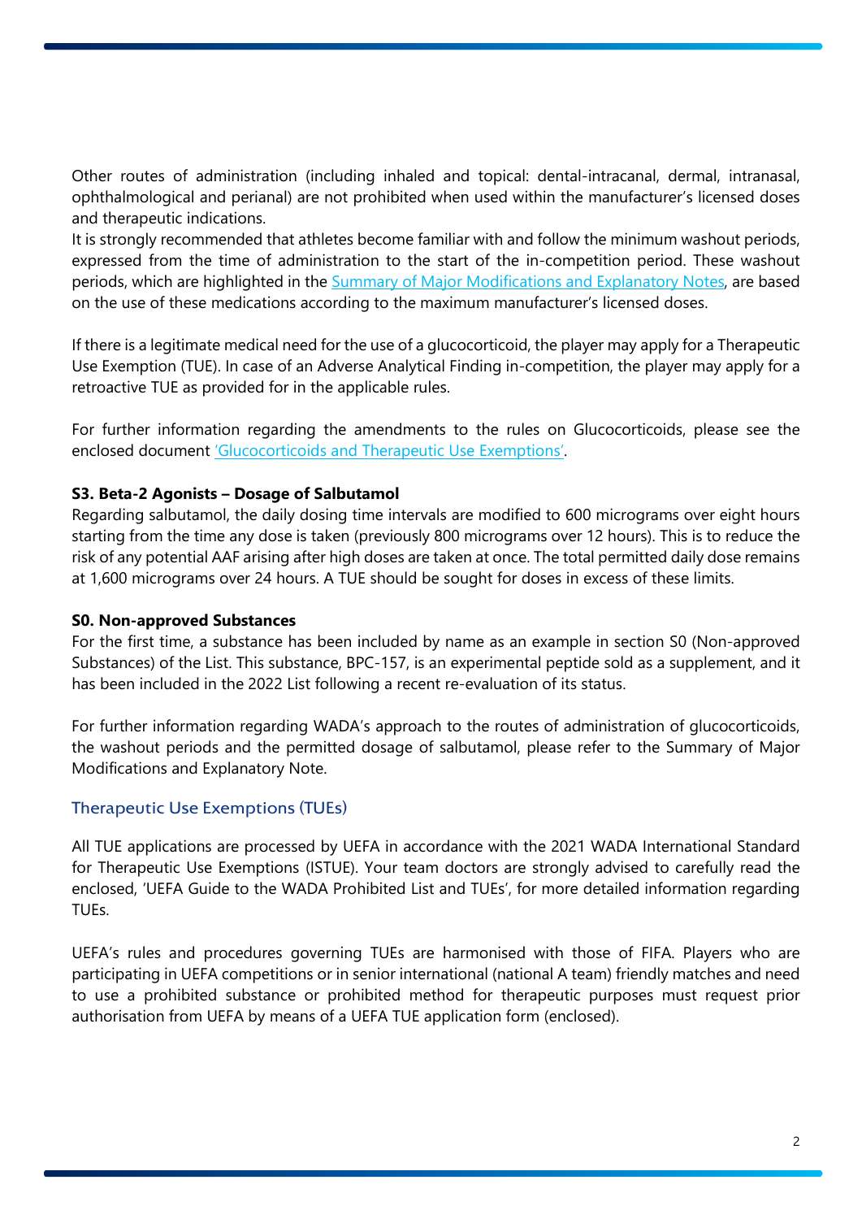Other routes of administration (including inhaled and topical: dental-intracanal, dermal, intranasal, ophthalmological and perianal) are not prohibited when used within the manufacturer's licensed doses and therapeutic indications.
It is strongly recommended that athletes become familiar with and follow the minimum washout periods, expressed from the time of administration to the start of the in-competition period. These washout periods, which are highlighted in the Summary of Major Modifications and Explanatory Notes, are based on the use of these medications according to the maximum manufacturer's licensed doses.

If there is a legitimate medical need for the use of a glucocorticoid, the player may apply for a Therapeutic Use Exemption (TUE). In case of an Adverse Analytical Finding in-competition, the player may apply for a retroactive TUE as provided for in the applicable rules.

For further information regarding the amendments to the rules on Glucocorticoids, please see the enclosed document 'Glucocorticoids and Therapeutic Use Exemptions'.

**S3. Beta-2 Agonists – Dosage of Salbutamol**
Regarding salbutamol, the daily dosing time intervals are modified to 600 micrograms over eight hours starting from the time any dose is taken (previously 800 micrograms over 12 hours). This is to reduce the risk of any potential AAF arising after high doses are taken at once. The total permitted daily dose remains at 1,600 micrograms over 24 hours. A TUE should be sought for doses in excess of these limits.

**S0. Non-approved Substances**
For the first time, a substance has been included by name as an example in section S0 (Non-approved Substances) of the List. This substance, BPC-157, is an experimental peptide sold as a supplement, and it has been included in the 2022 List following a recent re-evaluation of its status.

For further information regarding WADA's approach to the routes of administration of glucocorticoids, the washout periods and the permitted dosage of salbutamol, please refer to the Summary of Major Modifications and Explanatory Note.

## Therapeutic Use Exemptions (TUEs)

All TUE applications are processed by UEFA in accordance with the 2021 WADA International Standard for Therapeutic Use Exemptions (ISTUE). Your team doctors are strongly advised to carefully read the enclosed, 'UEFA Guide to the WADA Prohibited List and TUEs', for more detailed information regarding TUEs.

UEFA's rules and procedures governing TUEs are harmonised with those of FIFA. Players who are participating in UEFA competitions or in senior international (national A team) friendly matches and need to use a prohibited substance or prohibited method for therapeutic purposes must request prior authorisation from UEFA by means of a UEFA TUE application form (enclosed).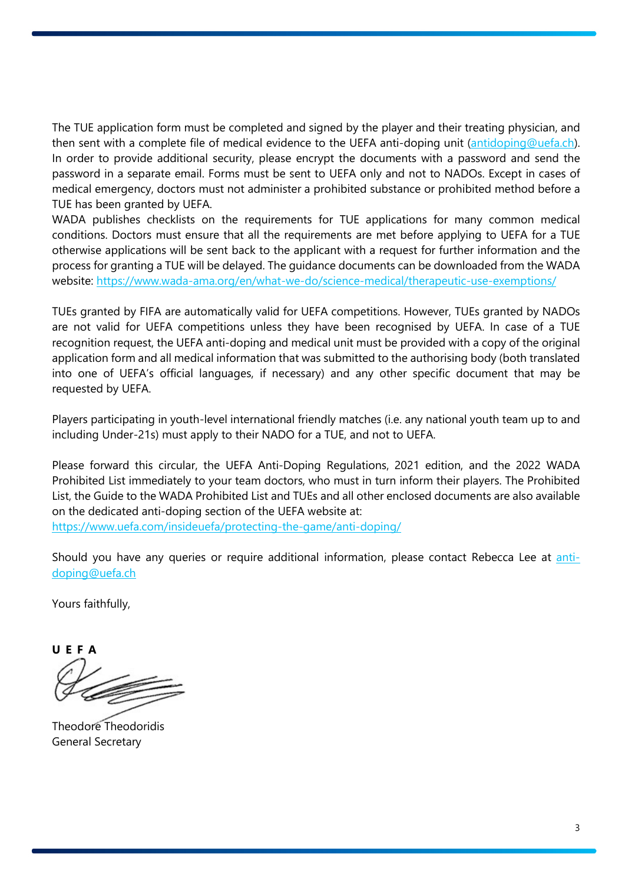The TUE application form must be completed and signed by the player and their treating physician, and then sent with a complete file of medical evidence to the UEFA anti-doping unit (antidoping@uefa.ch). In order to provide additional security, please encrypt the documents with a password and send the password in a separate email. Forms must be sent to UEFA only and not to NADOs. Except in cases of medical emergency, doctors must not administer a prohibited substance or prohibited method before a TUE has been granted by UEFA.
WADA publishes checklists on the requirements for TUE applications for many common medical conditions. Doctors must ensure that all the requirements are met before applying to UEFA for a TUE otherwise applications will be sent back to the applicant with a request for further information and the process for granting a TUE will be delayed. The guidance documents can be downloaded from the WADA website: https://www.wada-ama.org/en/what-we-do/science-medical/therapeutic-use-exemptions/

TUEs granted by FIFA are automatically valid for UEFA competitions. However, TUEs granted by NADOs are not valid for UEFA competitions unless they have been recognised by UEFA. In case of a TUE recognition request, the UEFA anti-doping and medical unit must be provided with a copy of the original application form and all medical information that was submitted to the authorising body (both translated into one of UEFA's official languages, if necessary) and any other specific document that may be requested by UEFA.

Players participating in youth-level international friendly matches (i.e. any national youth team up to and including Under-21s) must apply to their NADO for a TUE, and not to UEFA.

Please forward this circular, the UEFA Anti-Doping Regulations, 2021 edition, and the 2022 WADA Prohibited List immediately to your team doctors, who must in turn inform their players. The Prohibited List, the Guide to the WADA Prohibited List and TUEs and all other enclosed documents are also available on the dedicated anti-doping section of the UEFA website at:
https://www.uefa.com/insideuefa/protecting-the-game/anti-doping/

Should you have any queries or require additional information, please contact Rebecca Lee at anti-doping@uefa.ch

Yours faithfully,

**U E F A**

Theodore Theodoridis
General Secretary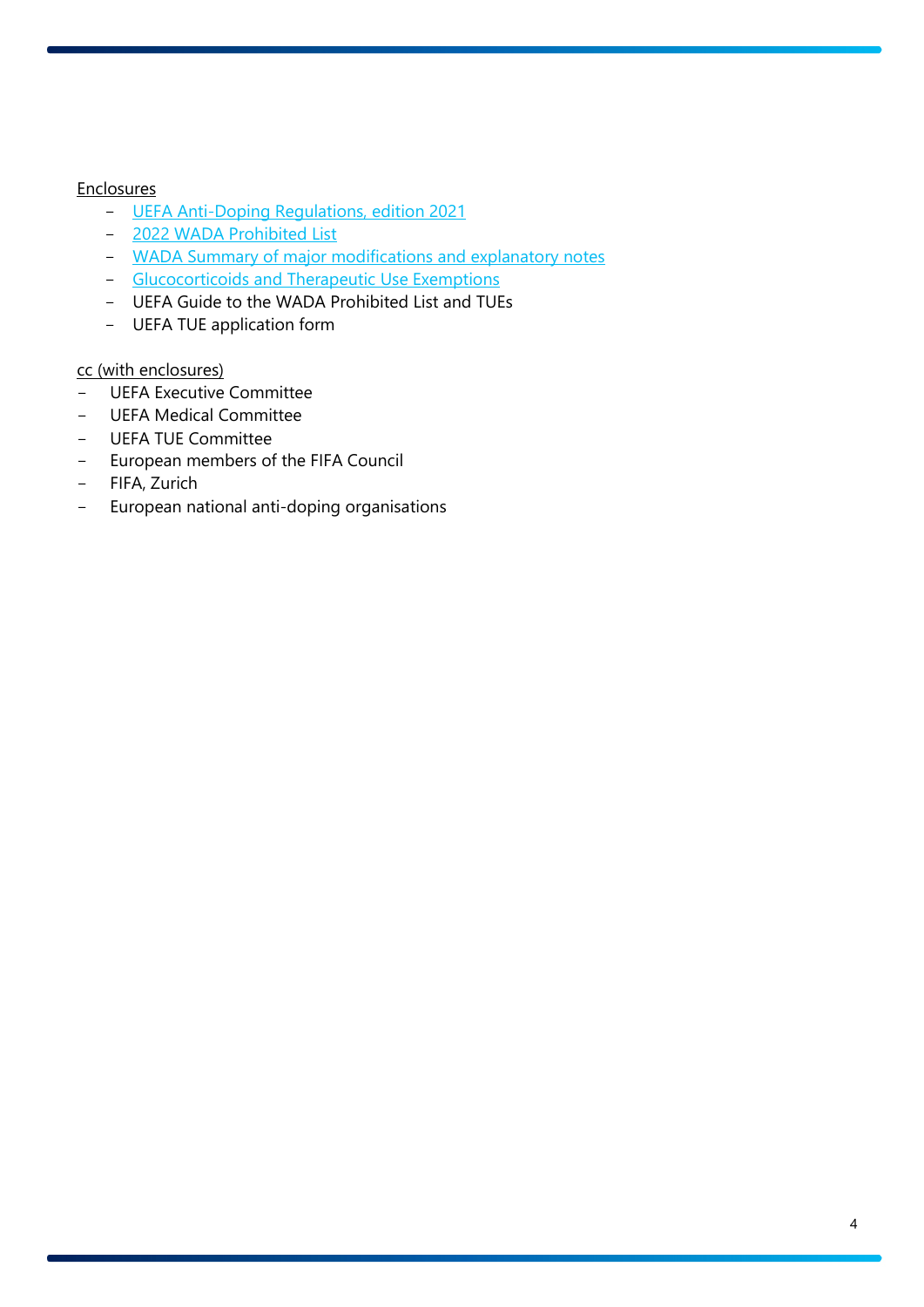<u>Enclosures</u>

- UEFA Anti-Doping Regulations, edition 2021
- 2022 WADA Prohibited List
- WADA Summary of major modifications and explanatory notes
- Glucocorticoids and Therapeutic Use Exemptions
- UEFA Guide to the WADA Prohibited List and TUEs
- UEFA TUE application form

<u>cc (with enclosures)</u>

- UEFA Executive Committee
- UEFA Medical Committee
- UEFA TUE Committee
- European members of the FIFA Council
- FIFA, Zurich
- European national anti-doping organisations